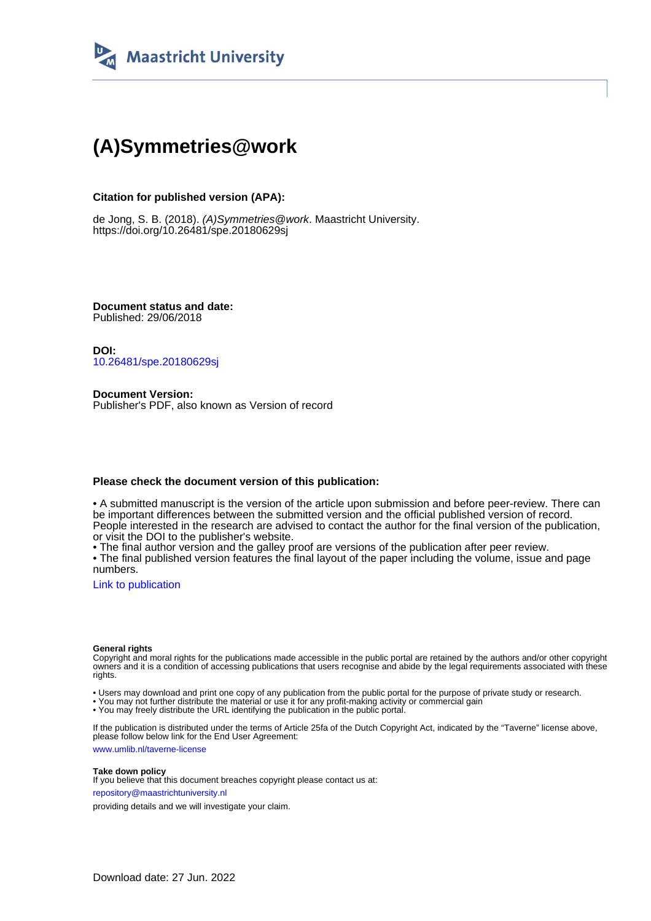Maastricht University

# (A)Symmetries@work

**Citation for published version (APA):**

de Jong, S. B. (2018). *(A)Symmetries@work*. Maastricht University. https://doi.org/10.26481/spe.20180629sj

**Document status and date:**
Published: 29/06/2018

**DOI:**
10.26481/spe.20180629sj

**Document Version:**
Publisher's PDF, also known as Version of record

**Please check the document version of this publication:**

• A submitted manuscript is the version of the article upon submission and before peer-review. There can be important differences between the submitted version and the official published version of record. People interested in the research are advised to contact the author for the final version of the publication, or visit the DOI to the publisher's website.
• The final author version and the galley proof are versions of the publication after peer review.
• The final published version features the final layout of the paper including the volume, issue and page numbers.

Link to publication

**General rights**
Copyright and moral rights for the publications made accessible in the public portal are retained by the authors and/or other copyright owners and it is a condition of accessing publications that users recognise and abide by the legal requirements associated with these rights.

• Users may download and print one copy of any publication from the public portal for the purpose of private study or research.
• You may not further distribute the material or use it for any profit-making activity or commercial gain
• You may freely distribute the URL identifying the publication in the public portal.

If the publication is distributed under the terms of Article 25fa of the Dutch Copyright Act, indicated by the "Taverne" license above, please follow below link for the End User Agreement:

www.umlib.nl/taverne-license

**Take down policy**
If you believe that this document breaches copyright please contact us at:

repository@maastrichtuniversity.nl

providing details and we will investigate your claim.

Download date: 27 Jun. 2022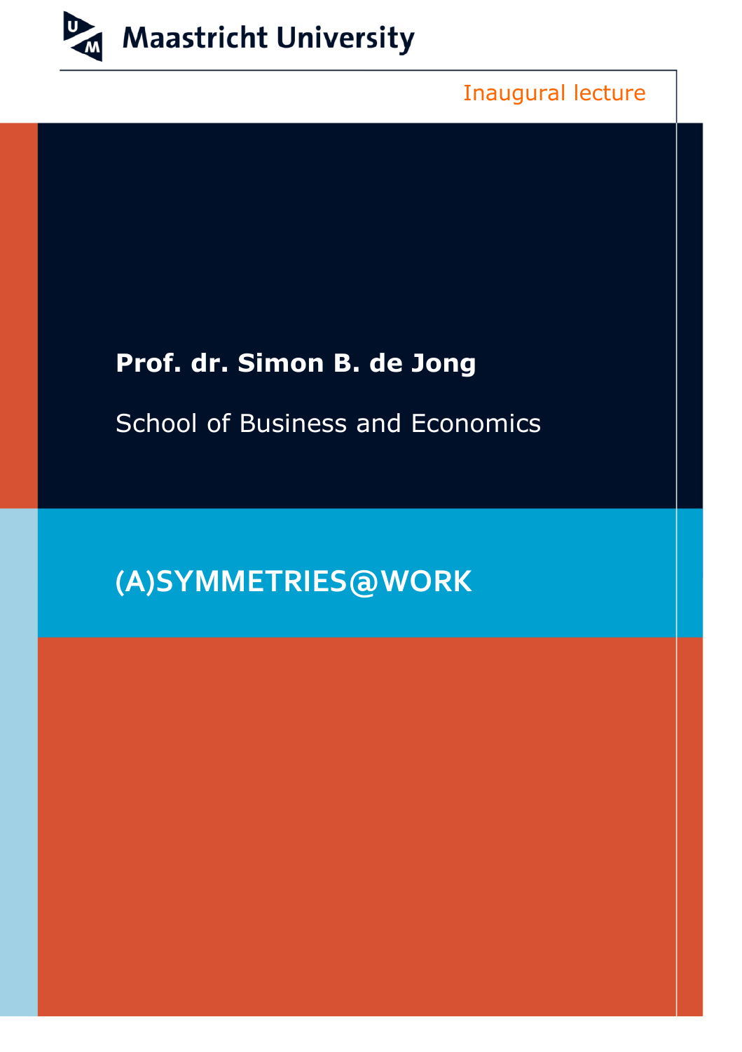Maastricht University

Inaugural lecture

**Prof. dr. Simon B. de Jong**

School of Business and Economics

# (A)SYMMETRIES@WORK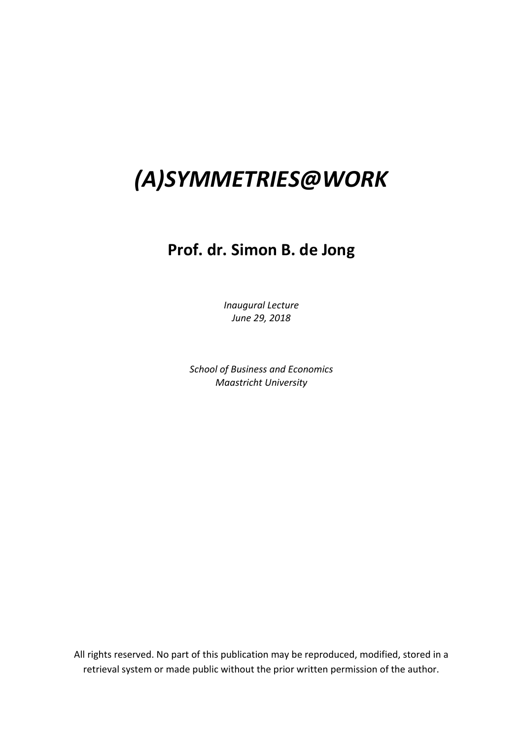# *(A)SYMMETRIES@WORK*

## Prof. dr. Simon B. de Jong

*Inaugural Lecture*
*June 29, 2018*

*School of Business and Economics*
*Maastricht University*

All rights reserved. No part of this publication may be reproduced, modified, stored in a retrieval system or made public without the prior written permission of the author.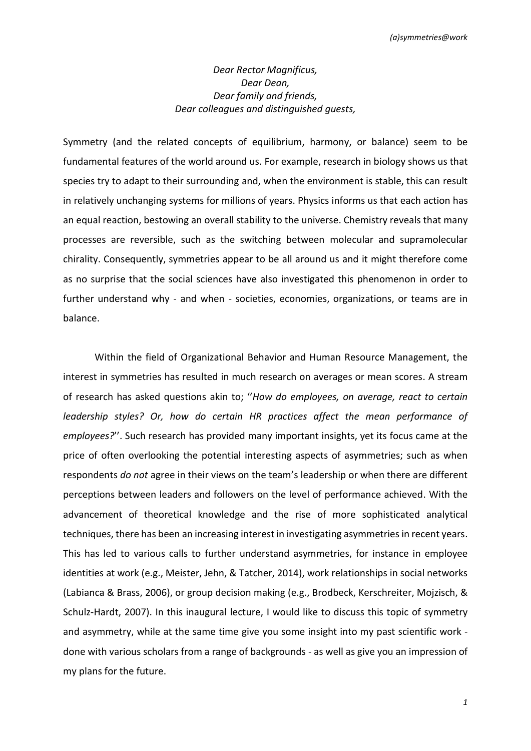*Dear Rector Magnificus,*
*Dear Dean,*
*Dear family and friends,*
*Dear colleagues and distinguished guests,*

Symmetry (and the related concepts of equilibrium, harmony, or balance) seem to be fundamental features of the world around us. For example, research in biology shows us that species try to adapt to their surrounding and, when the environment is stable, this can result in relatively unchanging systems for millions of years. Physics informs us that each action has an equal reaction, bestowing an overall stability to the universe. Chemistry reveals that many processes are reversible, such as the switching between molecular and supramolecular chirality. Consequently, symmetries appear to be all around us and it might therefore come as no surprise that the social sciences have also investigated this phenomenon in order to further understand why - and when - societies, economies, organizations, or teams are in balance.

Within the field of Organizational Behavior and Human Resource Management, the interest in symmetries has resulted in much research on averages or mean scores. A stream of research has asked questions akin to; ''*How do employees, on average, react to certain leadership styles? Or, how do certain HR practices affect the mean performance of employees?*''. Such research has provided many important insights, yet its focus came at the price of often overlooking the potential interesting aspects of asymmetries; such as when respondents *do not* agree in their views on the team's leadership or when there are different perceptions between leaders and followers on the level of performance achieved. With the advancement of theoretical knowledge and the rise of more sophisticated analytical techniques, there has been an increasing interest in investigating asymmetries in recent years. This has led to various calls to further understand asymmetries, for instance in employee identities at work (e.g., Meister, Jehn, & Tatcher, 2014), work relationships in social networks (Labianca & Brass, 2006), or group decision making (e.g., Brodbeck, Kerschreiter, Mojzisch, & Schulz-Hardt, 2007). In this inaugural lecture, I would like to discuss this topic of symmetry and asymmetry, while at the same time give you some insight into my past scientific work - done with various scholars from a range of backgrounds - as well as give you an impression of my plans for the future.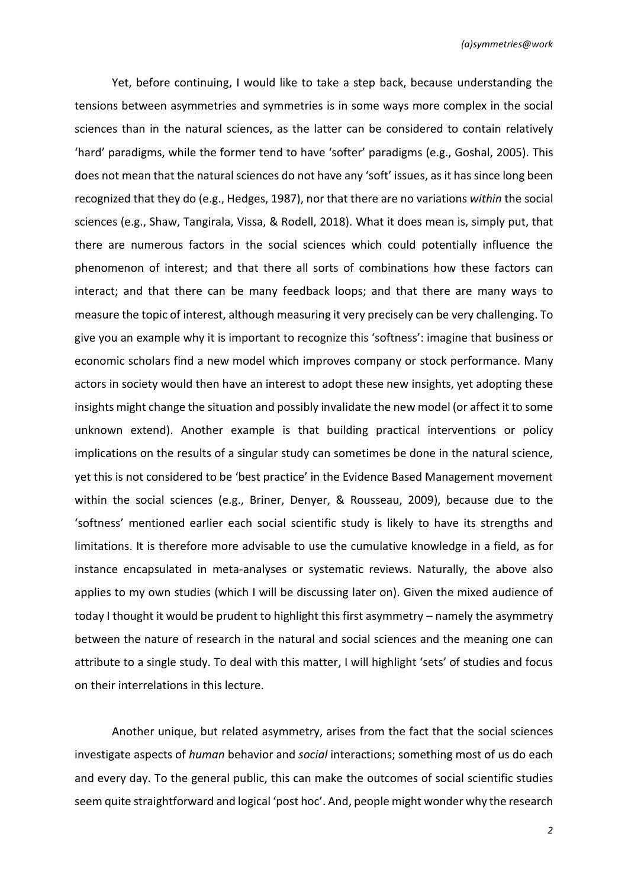Yet, before continuing, I would like to take a step back, because understanding the tensions between asymmetries and symmetries is in some ways more complex in the social sciences than in the natural sciences, as the latter can be considered to contain relatively 'hard' paradigms, while the former tend to have 'softer' paradigms (e.g., Goshal, 2005). This does not mean that the natural sciences do not have any 'soft' issues, as it has since long been recognized that they do (e.g., Hedges, 1987), nor that there are no variations *within* the social sciences (e.g., Shaw, Tangirala, Vissa, & Rodell, 2018). What it does mean is, simply put, that there are numerous factors in the social sciences which could potentially influence the phenomenon of interest; and that there all sorts of combinations how these factors can interact; and that there can be many feedback loops; and that there are many ways to measure the topic of interest, although measuring it very precisely can be very challenging. To give you an example why it is important to recognize this 'softness': imagine that business or economic scholars find a new model which improves company or stock performance. Many actors in society would then have an interest to adopt these new insights, yet adopting these insights might change the situation and possibly invalidate the new model (or affect it to some unknown extend). Another example is that building practical interventions or policy implications on the results of a singular study can sometimes be done in the natural science, yet this is not considered to be 'best practice' in the Evidence Based Management movement within the social sciences (e.g., Briner, Denyer, & Rousseau, 2009), because due to the 'softness' mentioned earlier each social scientific study is likely to have its strengths and limitations. It is therefore more advisable to use the cumulative knowledge in a field, as for instance encapsulated in meta-analyses or systematic reviews. Naturally, the above also applies to my own studies (which I will be discussing later on). Given the mixed audience of today I thought it would be prudent to highlight this first asymmetry – namely the asymmetry between the nature of research in the natural and social sciences and the meaning one can attribute to a single study. To deal with this matter, I will highlight 'sets' of studies and focus on their interrelations in this lecture.

Another unique, but related asymmetry, arises from the fact that the social sciences investigate aspects of *human* behavior and *social* interactions; something most of us do each and every day. To the general public, this can make the outcomes of social scientific studies seem quite straightforward and logical 'post hoc'. And, people might wonder why the research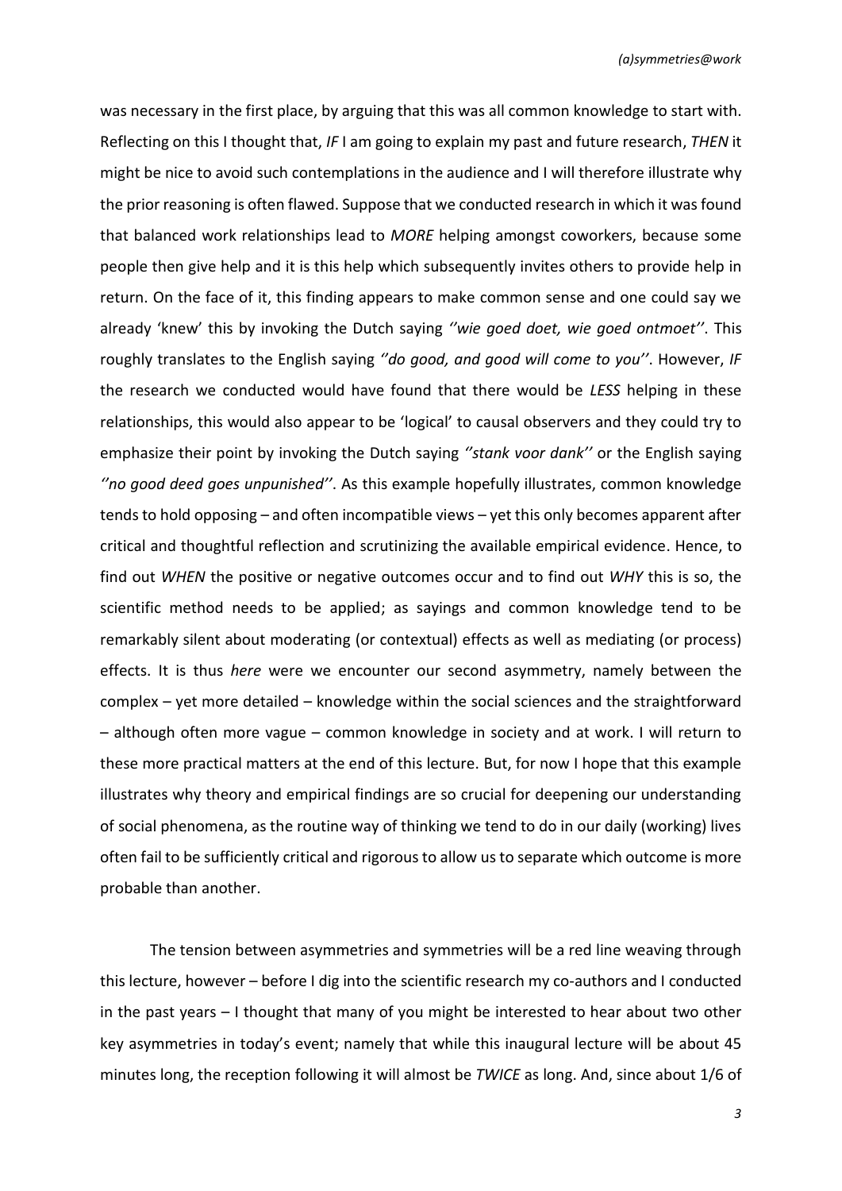was necessary in the first place, by arguing that this was all common knowledge to start with. Reflecting on this I thought that, *IF* I am going to explain my past and future research, *THEN* it might be nice to avoid such contemplations in the audience and I will therefore illustrate why the prior reasoning is often flawed. Suppose that we conducted research in which it was found that balanced work relationships lead to *MORE* helping amongst coworkers, because some people then give help and it is this help which subsequently invites others to provide help in return. On the face of it, this finding appears to make common sense and one could say we already 'knew' this by invoking the Dutch saying *''wie goed doet, wie goed ontmoet''*. This roughly translates to the English saying *''do good, and good will come to you''*. However, *IF* the research we conducted would have found that there would be *LESS* helping in these relationships, this would also appear to be 'logical' to causal observers and they could try to emphasize their point by invoking the Dutch saying *''stank voor dank''* or the English saying *''no good deed goes unpunished''*. As this example hopefully illustrates, common knowledge tends to hold opposing – and often incompatible views – yet this only becomes apparent after critical and thoughtful reflection and scrutinizing the available empirical evidence. Hence, to find out *WHEN* the positive or negative outcomes occur and to find out *WHY* this is so, the scientific method needs to be applied; as sayings and common knowledge tend to be remarkably silent about moderating (or contextual) effects as well as mediating (or process) effects. It is thus *here* were we encounter our second asymmetry, namely between the complex – yet more detailed – knowledge within the social sciences and the straightforward – although often more vague – common knowledge in society and at work. I will return to these more practical matters at the end of this lecture. But, for now I hope that this example illustrates why theory and empirical findings are so crucial for deepening our understanding of social phenomena, as the routine way of thinking we tend to do in our daily (working) lives often fail to be sufficiently critical and rigorous to allow us to separate which outcome is more probable than another.

The tension between asymmetries and symmetries will be a red line weaving through this lecture, however – before I dig into the scientific research my co-authors and I conducted in the past years – I thought that many of you might be interested to hear about two other key asymmetries in today's event; namely that while this inaugural lecture will be about 45 minutes long, the reception following it will almost be *TWICE* as long. And, since about 1/6 of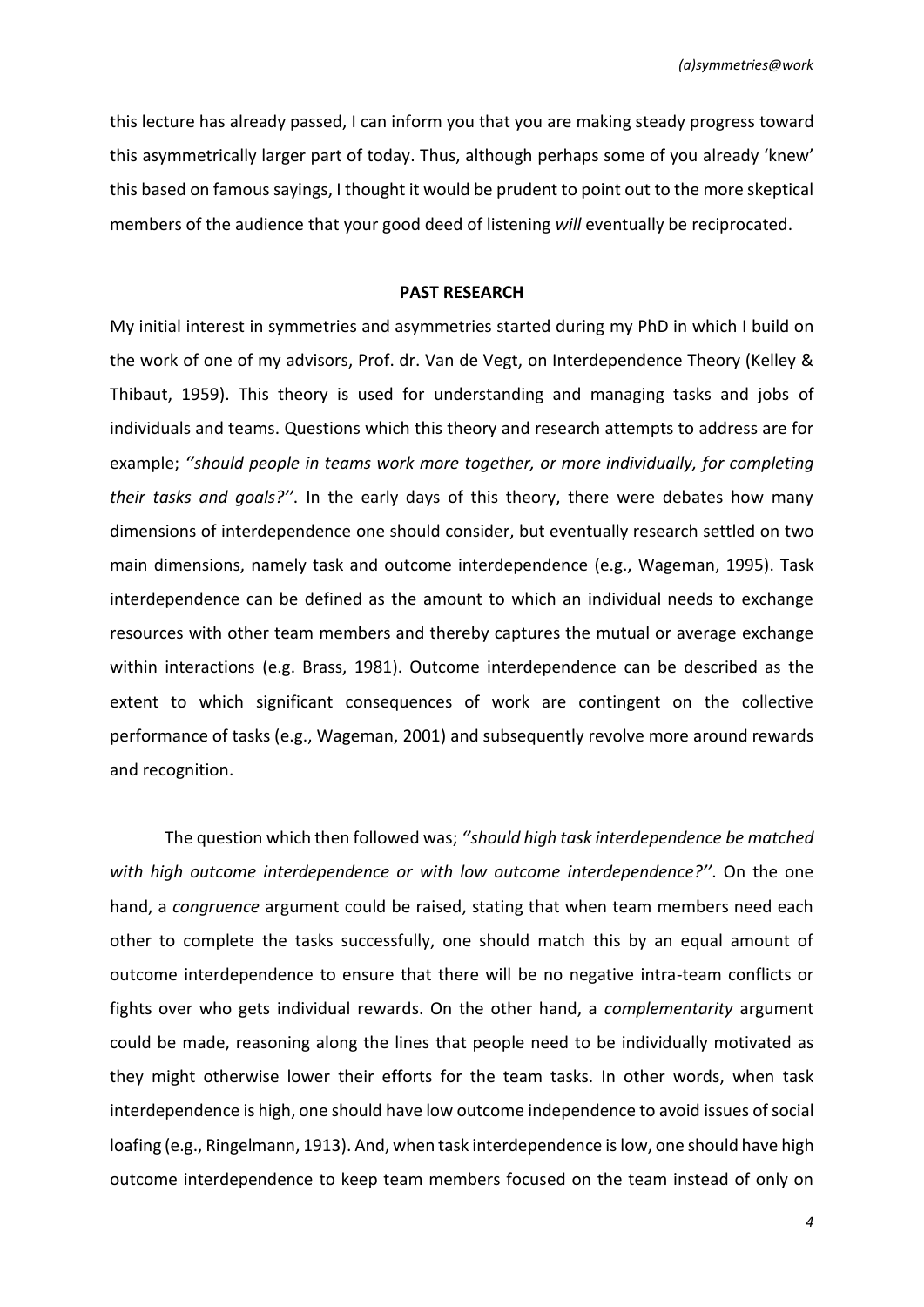this lecture has already passed, I can inform you that you are making steady progress toward this asymmetrically larger part of today. Thus, although perhaps some of you already 'knew' this based on famous sayings, I thought it would be prudent to point out to the more skeptical members of the audience that your good deed of listening *will* eventually be reciprocated.

## PAST RESEARCH

My initial interest in symmetries and asymmetries started during my PhD in which I build on the work of one of my advisors, Prof. dr. Van de Vegt, on Interdependence Theory (Kelley & Thibaut, 1959). This theory is used for understanding and managing tasks and jobs of individuals and teams. Questions which this theory and research attempts to address are for example; *''should people in teams work more together, or more individually, for completing their tasks and goals?''*. In the early days of this theory, there were debates how many dimensions of interdependence one should consider, but eventually research settled on two main dimensions, namely task and outcome interdependence (e.g., Wageman, 1995). Task interdependence can be defined as the amount to which an individual needs to exchange resources with other team members and thereby captures the mutual or average exchange within interactions (e.g. Brass, 1981). Outcome interdependence can be described as the extent to which significant consequences of work are contingent on the collective performance of tasks (e.g., Wageman, 2001) and subsequently revolve more around rewards and recognition.

The question which then followed was; *''should high task interdependence be matched with high outcome interdependence or with low outcome interdependence?''*. On the one hand, a *congruence* argument could be raised, stating that when team members need each other to complete the tasks successfully, one should match this by an equal amount of outcome interdependence to ensure that there will be no negative intra-team conflicts or fights over who gets individual rewards. On the other hand, a *complementarity* argument could be made, reasoning along the lines that people need to be individually motivated as they might otherwise lower their efforts for the team tasks. In other words, when task interdependence is high, one should have low outcome independence to avoid issues of social loafing (e.g., Ringelmann, 1913). And, when task interdependence is low, one should have high outcome interdependence to keep team members focused on the team instead of only on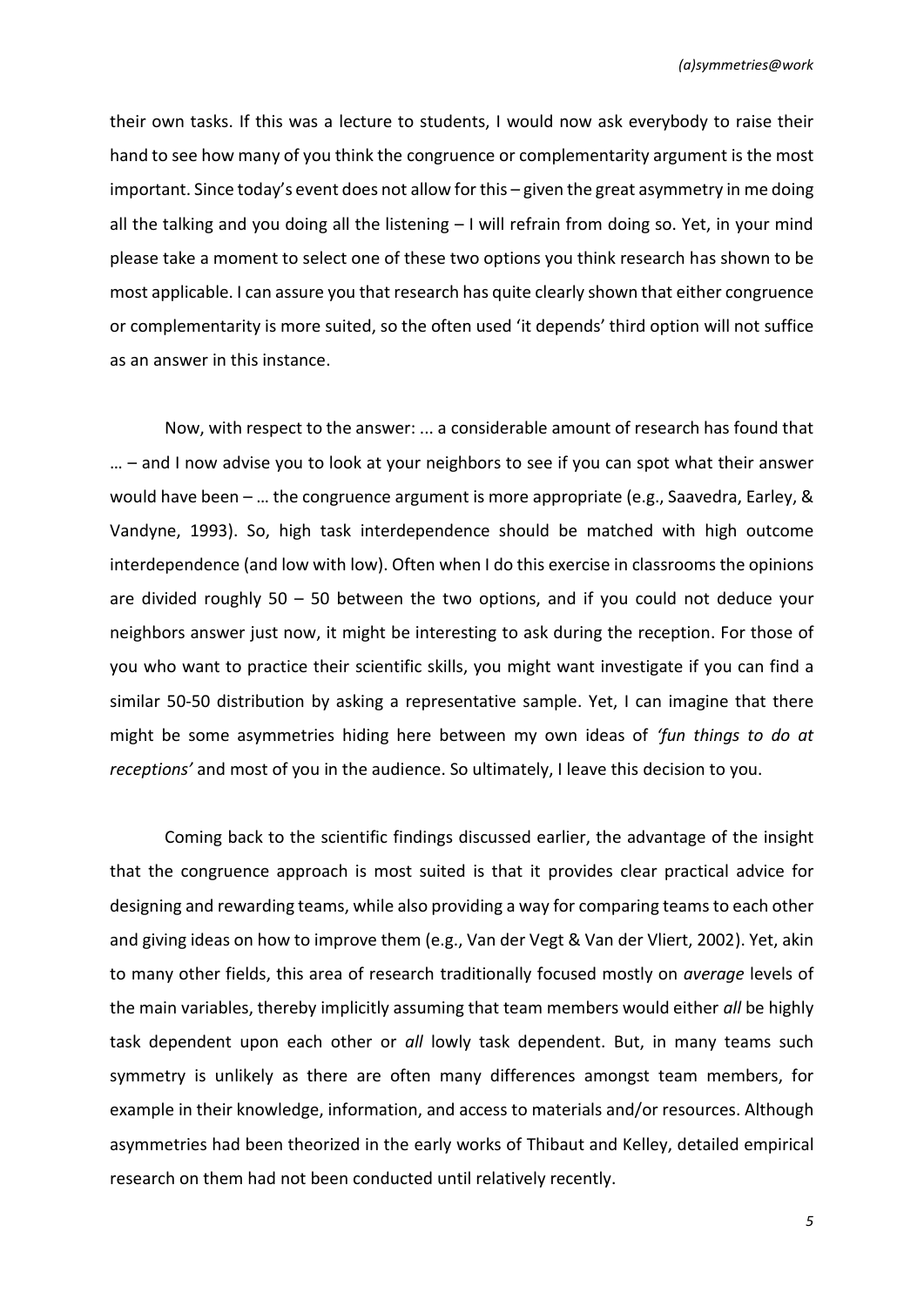their own tasks. If this was a lecture to students, I would now ask everybody to raise their hand to see how many of you think the congruence or complementarity argument is the most important. Since today's event does not allow for this – given the great asymmetry in me doing all the talking and you doing all the listening – I will refrain from doing so. Yet, in your mind please take a moment to select one of these two options you think research has shown to be most applicable. I can assure you that research has quite clearly shown that either congruence or complementarity is more suited, so the often used 'it depends' third option will not suffice as an answer in this instance.

Now, with respect to the answer: ... a considerable amount of research has found that … – and I now advise you to look at your neighbors to see if you can spot what their answer would have been – … the congruence argument is more appropriate (e.g., Saavedra, Earley, & Vandyne, 1993). So, high task interdependence should be matched with high outcome interdependence (and low with low). Often when I do this exercise in classrooms the opinions are divided roughly 50 – 50 between the two options, and if you could not deduce your neighbors answer just now, it might be interesting to ask during the reception. For those of you who want to practice their scientific skills, you might want investigate if you can find a similar 50-50 distribution by asking a representative sample. Yet, I can imagine that there might be some asymmetries hiding here between my own ideas of *'fun things to do at receptions'* and most of you in the audience. So ultimately, I leave this decision to you.

Coming back to the scientific findings discussed earlier, the advantage of the insight that the congruence approach is most suited is that it provides clear practical advice for designing and rewarding teams, while also providing a way for comparing teams to each other and giving ideas on how to improve them (e.g., Van der Vegt & Van der Vliert, 2002). Yet, akin to many other fields, this area of research traditionally focused mostly on *average* levels of the main variables, thereby implicitly assuming that team members would either *all* be highly task dependent upon each other or *all* lowly task dependent. But, in many teams such symmetry is unlikely as there are often many differences amongst team members, for example in their knowledge, information, and access to materials and/or resources. Although asymmetries had been theorized in the early works of Thibaut and Kelley, detailed empirical research on them had not been conducted until relatively recently.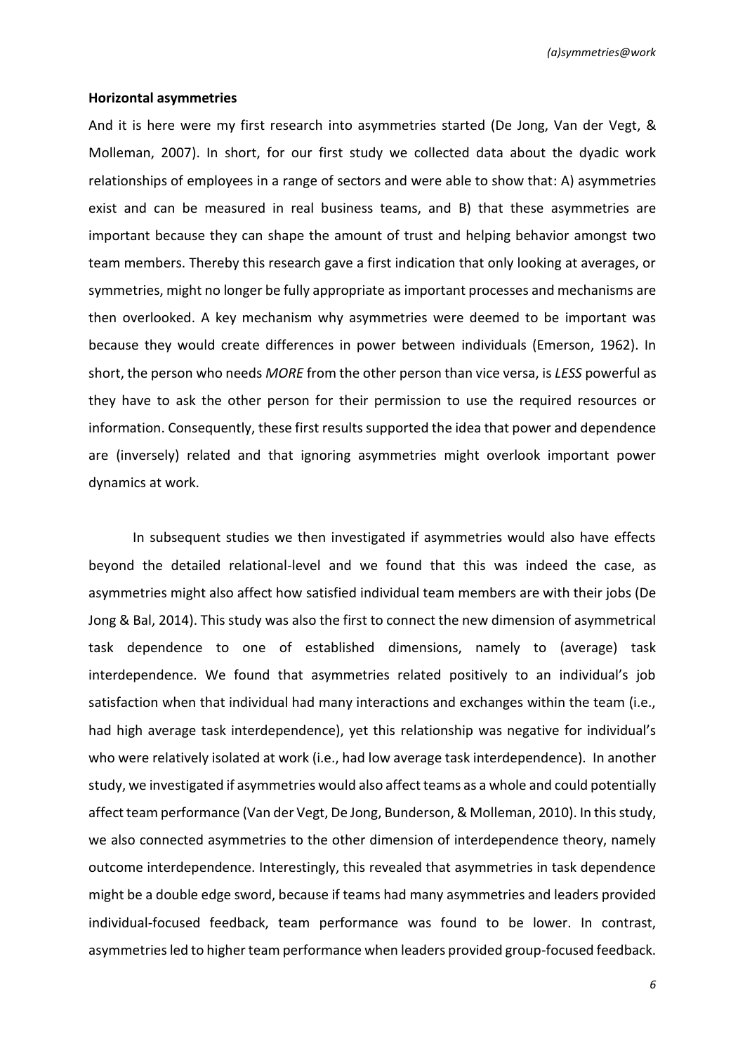**Horizontal asymmetries**

And it is here were my first research into asymmetries started (De Jong, Van der Vegt, & Molleman, 2007). In short, for our first study we collected data about the dyadic work relationships of employees in a range of sectors and were able to show that: A) asymmetries exist and can be measured in real business teams, and B) that these asymmetries are important because they can shape the amount of trust and helping behavior amongst two team members. Thereby this research gave a first indication that only looking at averages, or symmetries, might no longer be fully appropriate as important processes and mechanisms are then overlooked. A key mechanism why asymmetries were deemed to be important was because they would create differences in power between individuals (Emerson, 1962). In short, the person who needs *MORE* from the other person than vice versa, is *LESS* powerful as they have to ask the other person for their permission to use the required resources or information. Consequently, these first results supported the idea that power and dependence are (inversely) related and that ignoring asymmetries might overlook important power dynamics at work.

In subsequent studies we then investigated if asymmetries would also have effects beyond the detailed relational-level and we found that this was indeed the case, as asymmetries might also affect how satisfied individual team members are with their jobs (De Jong & Bal, 2014). This study was also the first to connect the new dimension of asymmetrical task dependence to one of established dimensions, namely to (average) task interdependence. We found that asymmetries related positively to an individual's job satisfaction when that individual had many interactions and exchanges within the team (i.e., had high average task interdependence), yet this relationship was negative for individual's who were relatively isolated at work (i.e., had low average task interdependence). In another study, we investigated if asymmetries would also affect teams as a whole and could potentially affect team performance (Van der Vegt, De Jong, Bunderson, & Molleman, 2010). In this study, we also connected asymmetries to the other dimension of interdependence theory, namely outcome interdependence. Interestingly, this revealed that asymmetries in task dependence might be a double edge sword, because if teams had many asymmetries and leaders provided individual-focused feedback, team performance was found to be lower. In contrast, asymmetries led to higher team performance when leaders provided group-focused feedback.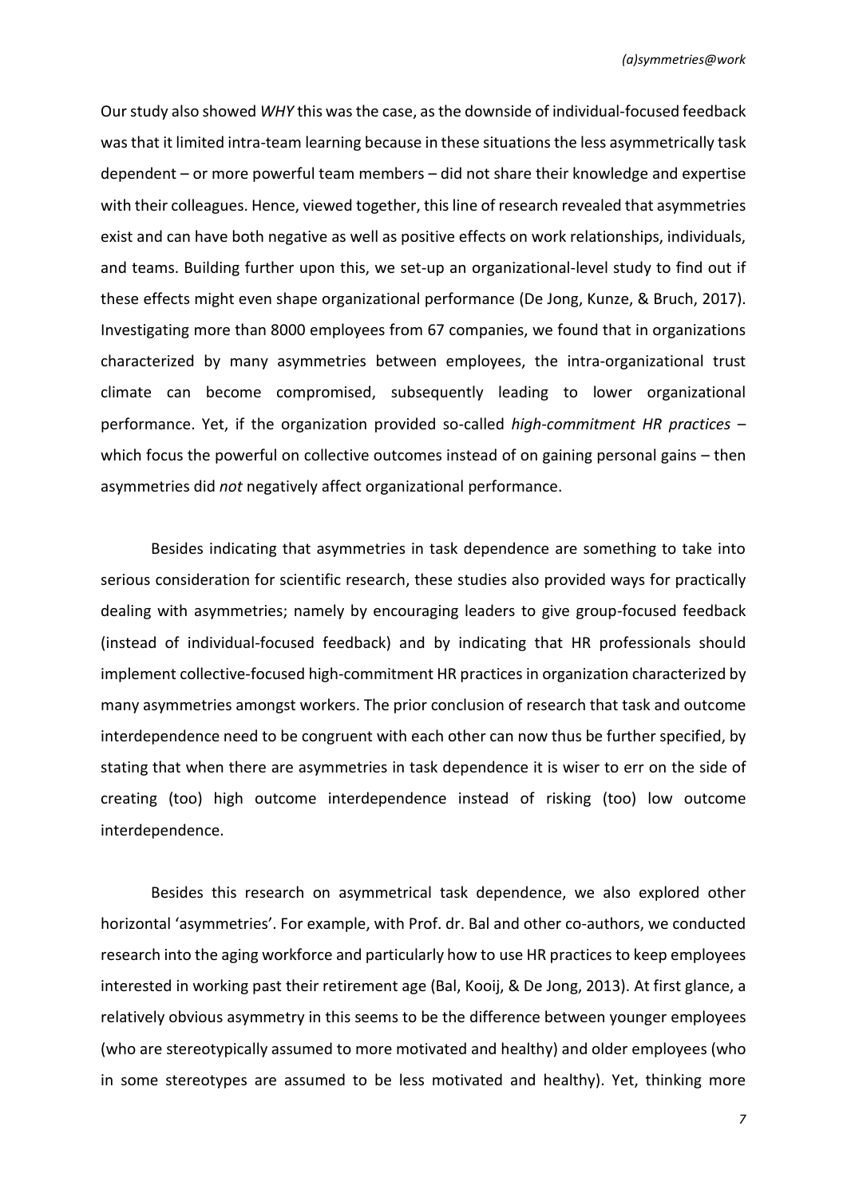Our study also showed *WHY* this was the case, as the downside of individual-focused feedback was that it limited intra-team learning because in these situations the less asymmetrically task dependent – or more powerful team members – did not share their knowledge and expertise with their colleagues. Hence, viewed together, this line of research revealed that asymmetries exist and can have both negative as well as positive effects on work relationships, individuals, and teams. Building further upon this, we set-up an organizational-level study to find out if these effects might even shape organizational performance (De Jong, Kunze, & Bruch, 2017). Investigating more than 8000 employees from 67 companies, we found that in organizations characterized by many asymmetries between employees, the intra-organizational trust climate can become compromised, subsequently leading to lower organizational performance. Yet, if the organization provided so-called *high-commitment HR practices* – which focus the powerful on collective outcomes instead of on gaining personal gains – then asymmetries did *not* negatively affect organizational performance.

Besides indicating that asymmetries in task dependence are something to take into serious consideration for scientific research, these studies also provided ways for practically dealing with asymmetries; namely by encouraging leaders to give group-focused feedback (instead of individual-focused feedback) and by indicating that HR professionals should implement collective-focused high-commitment HR practices in organization characterized by many asymmetries amongst workers. The prior conclusion of research that task and outcome interdependence need to be congruent with each other can now thus be further specified, by stating that when there are asymmetries in task dependence it is wiser to err on the side of creating (too) high outcome interdependence instead of risking (too) low outcome interdependence.

Besides this research on asymmetrical task dependence, we also explored other horizontal 'asymmetries'. For example, with Prof. dr. Bal and other co-authors, we conducted research into the aging workforce and particularly how to use HR practices to keep employees interested in working past their retirement age (Bal, Kooij, & De Jong, 2013). At first glance, a relatively obvious asymmetry in this seems to be the difference between younger employees (who are stereotypically assumed to more motivated and healthy) and older employees (who in some stereotypes are assumed to be less motivated and healthy). Yet, thinking more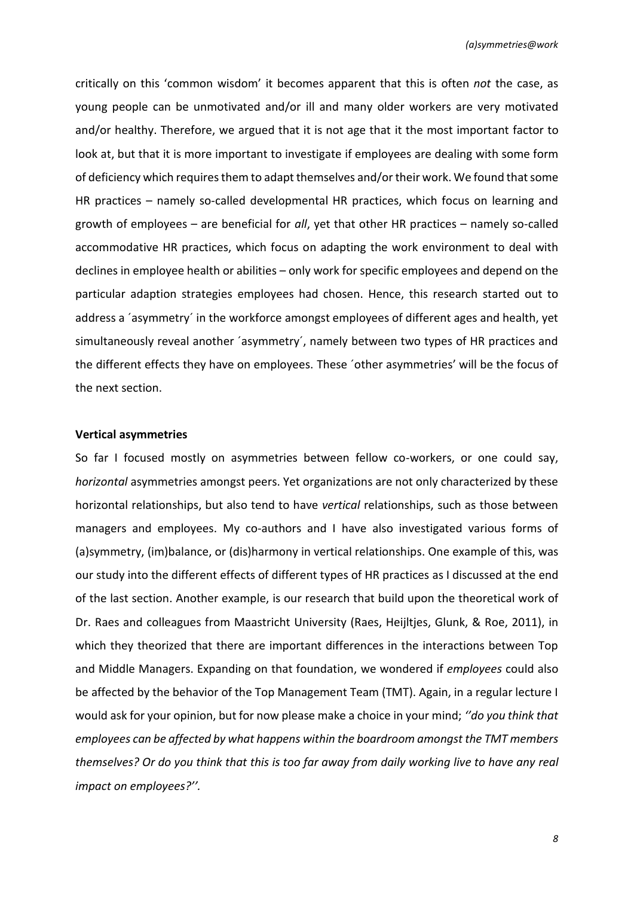critically on this 'common wisdom' it becomes apparent that this is often *not* the case, as young people can be unmotivated and/or ill and many older workers are very motivated and/or healthy. Therefore, we argued that it is not age that it the most important factor to look at, but that it is more important to investigate if employees are dealing with some form of deficiency which requires them to adapt themselves and/or their work. We found that some HR practices – namely so-called developmental HR practices, which focus on learning and growth of employees – are beneficial for *all*, yet that other HR practices – namely so-called accommodative HR practices, which focus on adapting the work environment to deal with declines in employee health or abilities – only work for specific employees and depend on the particular adaption strategies employees had chosen. Hence, this research started out to address a ´asymmetry´ in the workforce amongst employees of different ages and health, yet simultaneously reveal another ´asymmetry´, namely between two types of HR practices and the different effects they have on employees. These ´other asymmetries' will be the focus of the next section.

**Vertical asymmetries**

So far I focused mostly on asymmetries between fellow co-workers, or one could say, *horizontal* asymmetries amongst peers. Yet organizations are not only characterized by these horizontal relationships, but also tend to have *vertical* relationships, such as those between managers and employees. My co-authors and I have also investigated various forms of (a)symmetry, (im)balance, or (dis)harmony in vertical relationships. One example of this, was our study into the different effects of different types of HR practices as I discussed at the end of the last section. Another example, is our research that build upon the theoretical work of Dr. Raes and colleagues from Maastricht University (Raes, Heijltjes, Glunk, & Roe, 2011), in which they theorized that there are important differences in the interactions between Top and Middle Managers. Expanding on that foundation, we wondered if *employees* could also be affected by the behavior of the Top Management Team (TMT). Again, in a regular lecture I would ask for your opinion, but for now please make a choice in your mind; *''do you think that employees can be affected by what happens within the boardroom amongst the TMT members themselves? Or do you think that this is too far away from daily working live to have any real impact on employees?''.*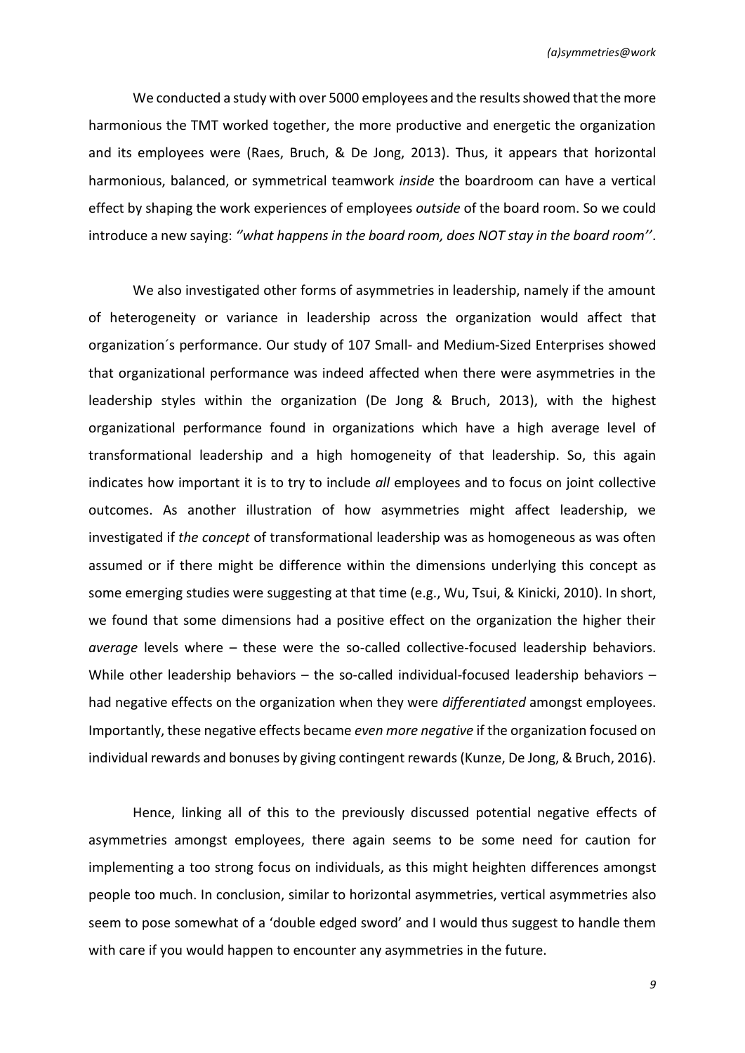We conducted a study with over 5000 employees and the results showed that the more harmonious the TMT worked together, the more productive and energetic the organization and its employees were (Raes, Bruch, & De Jong, 2013). Thus, it appears that horizontal harmonious, balanced, or symmetrical teamwork *inside* the boardroom can have a vertical effect by shaping the work experiences of employees *outside* of the board room. So we could introduce a new saying: *''what happens in the board room, does NOT stay in the board room''*.

We also investigated other forms of asymmetries in leadership, namely if the amount of heterogeneity or variance in leadership across the organization would affect that organization´s performance. Our study of 107 Small- and Medium-Sized Enterprises showed that organizational performance was indeed affected when there were asymmetries in the leadership styles within the organization (De Jong & Bruch, 2013), with the highest organizational performance found in organizations which have a high average level of transformational leadership and a high homogeneity of that leadership. So, this again indicates how important it is to try to include *all* employees and to focus on joint collective outcomes. As another illustration of how asymmetries might affect leadership, we investigated if *the concept* of transformational leadership was as homogeneous as was often assumed or if there might be difference within the dimensions underlying this concept as some emerging studies were suggesting at that time (e.g., Wu, Tsui, & Kinicki, 2010). In short, we found that some dimensions had a positive effect on the organization the higher their *average* levels where – these were the so-called collective-focused leadership behaviors. While other leadership behaviors – the so-called individual-focused leadership behaviors – had negative effects on the organization when they were *differentiated* amongst employees. Importantly, these negative effects became *even more negative* if the organization focused on individual rewards and bonuses by giving contingent rewards (Kunze, De Jong, & Bruch, 2016).

Hence, linking all of this to the previously discussed potential negative effects of asymmetries amongst employees, there again seems to be some need for caution for implementing a too strong focus on individuals, as this might heighten differences amongst people too much. In conclusion, similar to horizontal asymmetries, vertical asymmetries also seem to pose somewhat of a 'double edged sword' and I would thus suggest to handle them with care if you would happen to encounter any asymmetries in the future.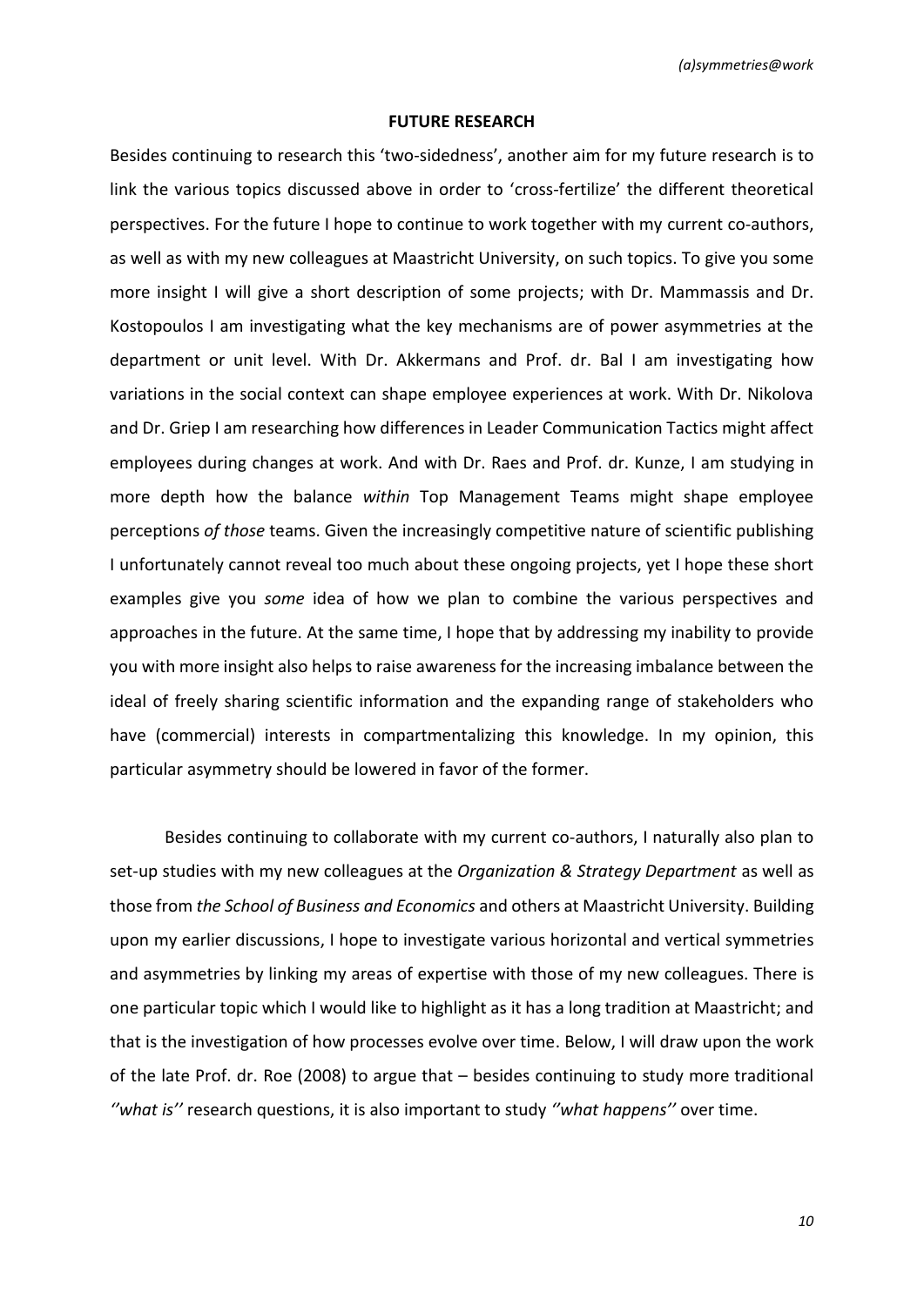## FUTURE RESEARCH

Besides continuing to research this 'two-sidedness', another aim for my future research is to link the various topics discussed above in order to 'cross-fertilize' the different theoretical perspectives. For the future I hope to continue to work together with my current co-authors, as well as with my new colleagues at Maastricht University, on such topics. To give you some more insight I will give a short description of some projects; with Dr. Mammassis and Dr. Kostopoulos I am investigating what the key mechanisms are of power asymmetries at the department or unit level. With Dr. Akkermans and Prof. dr. Bal I am investigating how variations in the social context can shape employee experiences at work. With Dr. Nikolova and Dr. Griep I am researching how differences in Leader Communication Tactics might affect employees during changes at work. And with Dr. Raes and Prof. dr. Kunze, I am studying in more depth how the balance *within* Top Management Teams might shape employee perceptions *of those* teams. Given the increasingly competitive nature of scientific publishing I unfortunately cannot reveal too much about these ongoing projects, yet I hope these short examples give you *some* idea of how we plan to combine the various perspectives and approaches in the future. At the same time, I hope that by addressing my inability to provide you with more insight also helps to raise awareness for the increasing imbalance between the ideal of freely sharing scientific information and the expanding range of stakeholders who have (commercial) interests in compartmentalizing this knowledge. In my opinion, this particular asymmetry should be lowered in favor of the former.

Besides continuing to collaborate with my current co-authors, I naturally also plan to set-up studies with my new colleagues at the *Organization & Strategy Department* as well as those from *the School of Business and Economics* and others at Maastricht University. Building upon my earlier discussions, I hope to investigate various horizontal and vertical symmetries and asymmetries by linking my areas of expertise with those of my new colleagues. There is one particular topic which I would like to highlight as it has a long tradition at Maastricht; and that is the investigation of how processes evolve over time. Below, I will draw upon the work of the late Prof. dr. Roe (2008) to argue that – besides continuing to study more traditional *''what is''* research questions, it is also important to study *''what happens''* over time.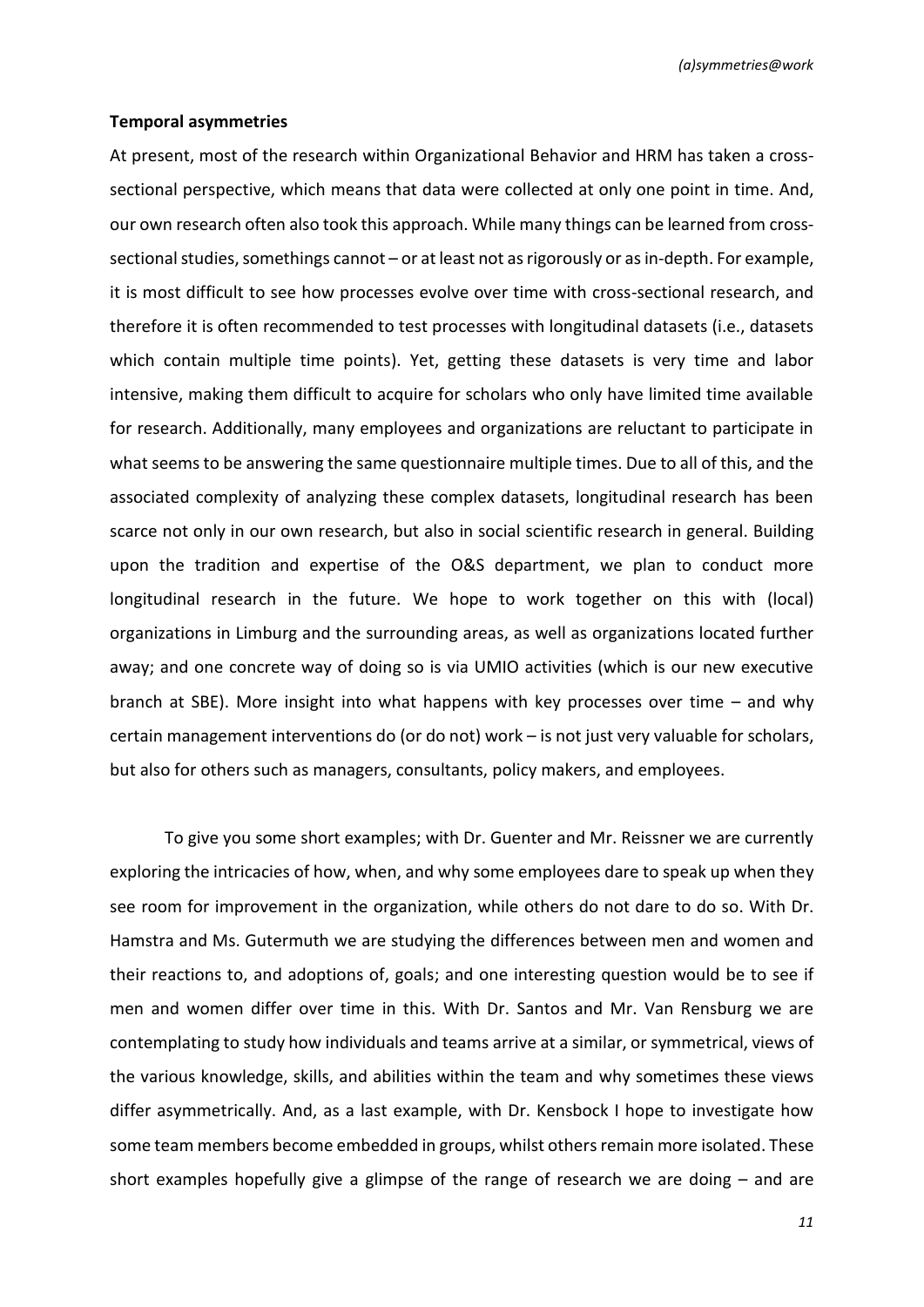**Temporal asymmetries**

At present, most of the research within Organizational Behavior and HRM has taken a cross-sectional perspective, which means that data were collected at only one point in time. And, our own research often also took this approach. While many things can be learned from cross-sectional studies, somethings cannot – or at least not as rigorously or as in-depth. For example, it is most difficult to see how processes evolve over time with cross-sectional research, and therefore it is often recommended to test processes with longitudinal datasets (i.e., datasets which contain multiple time points). Yet, getting these datasets is very time and labor intensive, making them difficult to acquire for scholars who only have limited time available for research. Additionally, many employees and organizations are reluctant to participate in what seems to be answering the same questionnaire multiple times. Due to all of this, and the associated complexity of analyzing these complex datasets, longitudinal research has been scarce not only in our own research, but also in social scientific research in general. Building upon the tradition and expertise of the O&S department, we plan to conduct more longitudinal research in the future. We hope to work together on this with (local) organizations in Limburg and the surrounding areas, as well as organizations located further away; and one concrete way of doing so is via UMIO activities (which is our new executive branch at SBE). More insight into what happens with key processes over time – and why certain management interventions do (or do not) work – is not just very valuable for scholars, but also for others such as managers, consultants, policy makers, and employees.

To give you some short examples; with Dr. Guenter and Mr. Reissner we are currently exploring the intricacies of how, when, and why some employees dare to speak up when they see room for improvement in the organization, while others do not dare to do so. With Dr. Hamstra and Ms. Gutermuth we are studying the differences between men and women and their reactions to, and adoptions of, goals; and one interesting question would be to see if men and women differ over time in this. With Dr. Santos and Mr. Van Rensburg we are contemplating to study how individuals and teams arrive at a similar, or symmetrical, views of the various knowledge, skills, and abilities within the team and why sometimes these views differ asymmetrically. And, as a last example, with Dr. Kensbock I hope to investigate how some team members become embedded in groups, whilst others remain more isolated. These short examples hopefully give a glimpse of the range of research we are doing – and are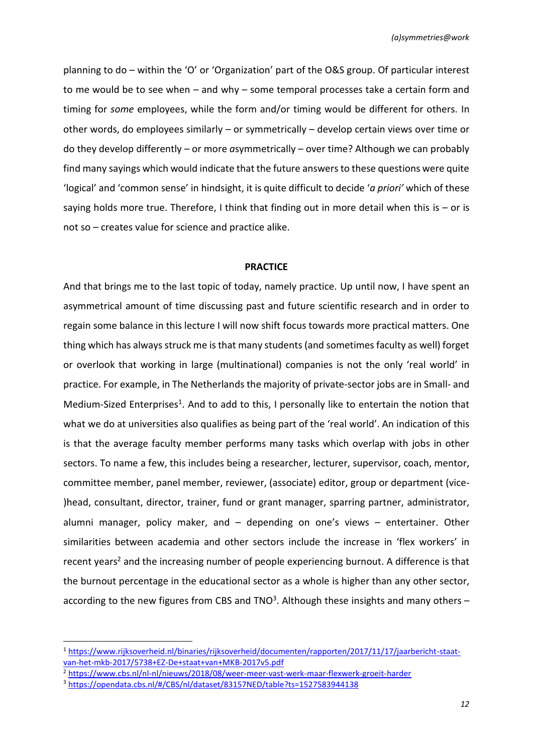planning to do – within the 'O' or 'Organization' part of the O&S group. Of particular interest to me would be to see when – and why – some temporal processes take a certain form and timing for *some* employees, while the form and/or timing would be different for others. In other words, do employees similarly – or symmetrically – develop certain views over time or do they develop differently – or more *a*symmetrically – over time? Although we can probably find many sayings which would indicate that the future answers to these questions were quite 'logical' and 'common sense' in hindsight, it is quite difficult to decide '*a priori'* which of these saying holds more true. Therefore, I think that finding out in more detail when this is – or is not so – creates value for science and practice alike.

## PRACTICE

And that brings me to the last topic of today, namely practice. Up until now, I have spent an asymmetrical amount of time discussing past and future scientific research and in order to regain some balance in this lecture I will now shift focus towards more practical matters. One thing which has always struck me is that many students (and sometimes faculty as well) forget or overlook that working in large (multinational) companies is not the only 'real world' in practice. For example, in The Netherlands the majority of private-sector jobs are in Small- and Medium-Sized Enterprises[1]. And to add to this, I personally like to entertain the notion that what we do at universities also qualifies as being part of the 'real world'. An indication of this is that the average faculty member performs many tasks which overlap with jobs in other sectors. To name a few, this includes being a researcher, lecturer, supervisor, coach, mentor, committee member, panel member, reviewer, (associate) editor, group or department (vice-)head, consultant, director, trainer, fund or grant manager, sparring partner, administrator, alumni manager, policy maker, and – depending on one's views – entertainer. Other similarities between academia and other sectors include the increase in 'flex workers' in recent years[2] and the increasing number of people experiencing burnout. A difference is that the burnout percentage in the educational sector as a whole is higher than any other sector, according to the new figures from CBS and TNO[3]. Although these insights and many others –

---

[1] https://www.rijksoverheid.nl/binaries/rijksoverheid/documenten/rapporten/2017/11/17/jaarbericht-staat-van-het-mkb-2017/5738+EZ-De+staat+van+MKB-2017v5.pdf

[2] https://www.cbs.nl/nl-nl/nieuws/2018/08/weer-meer-vast-werk-maar-flexwerk-groeit-harder

[3] https://opendata.cbs.nl/#/CBS/nl/dataset/83157NED/table?ts=1527583944138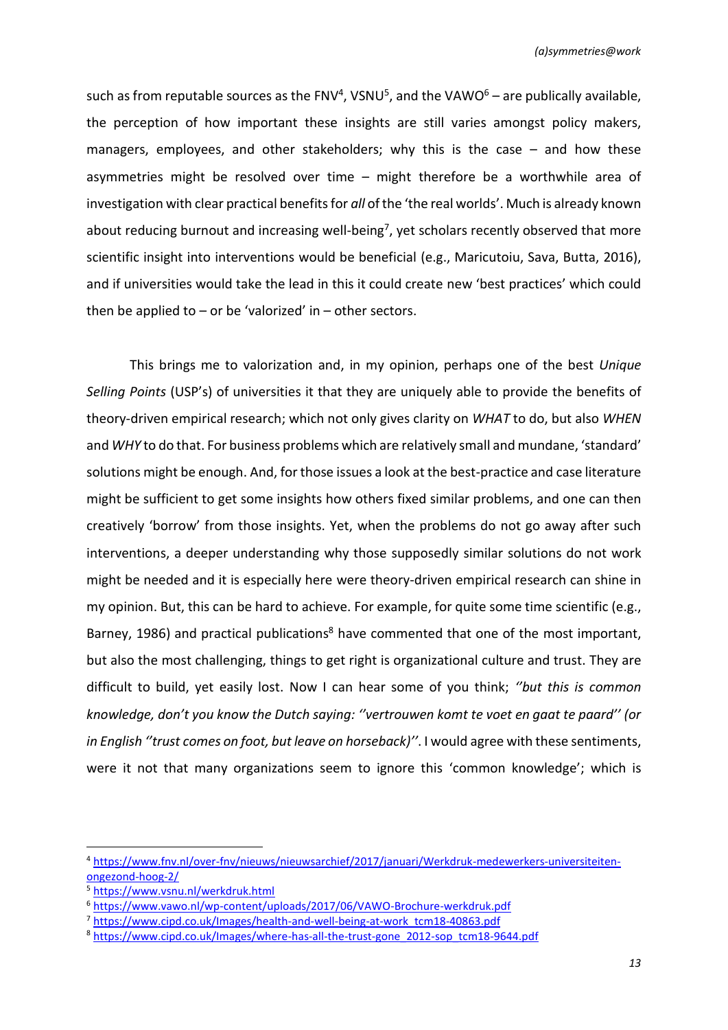such as from reputable sources as the FNV[4], VSNU[5], and the VAWO[6] – are publically available, the perception of how important these insights are still varies amongst policy makers, managers, employees, and other stakeholders; why this is the case – and how these asymmetries might be resolved over time – might therefore be a worthwhile area of investigation with clear practical benefits for *all* of the 'the real worlds'. Much is already known about reducing burnout and increasing well-being[7], yet scholars recently observed that more scientific insight into interventions would be beneficial (e.g., Maricutoiu, Sava, Butta, 2016), and if universities would take the lead in this it could create new 'best practices' which could then be applied to – or be 'valorized' in – other sectors.

This brings me to valorization and, in my opinion, perhaps one of the best *Unique Selling Points* (USP's) of universities it that they are uniquely able to provide the benefits of theory-driven empirical research; which not only gives clarity on *WHAT* to do, but also *WHEN* and *WHY* to do that. For business problems which are relatively small and mundane, 'standard' solutions might be enough. And, for those issues a look at the best-practice and case literature might be sufficient to get some insights how others fixed similar problems, and one can then creatively 'borrow' from those insights. Yet, when the problems do not go away after such interventions, a deeper understanding why those supposedly similar solutions do not work might be needed and it is especially here were theory-driven empirical research can shine in my opinion. But, this can be hard to achieve. For example, for quite some time scientific (e.g., Barney, 1986) and practical publications[8] have commented that one of the most important, but also the most challenging, things to get right is organizational culture and trust. They are difficult to build, yet easily lost. Now I can hear some of you think; *''but this is common knowledge, don't you know the Dutch saying: ''vertrouwen komt te voet en gaat te paard'' (or in English ''trust comes on foot, but leave on horseback)''*. I would agree with these sentiments, were it not that many organizations seem to ignore this 'common knowledge'; which is

---

[4] https://www.fnv.nl/over-fnv/nieuws/nieuwsarchief/2017/januari/Werkdruk-medewerkers-universiteiten-ongezond-hoog-2/

[5] https://www.vsnu.nl/werkdruk.html

[6] https://www.vawo.nl/wp-content/uploads/2017/06/VAWO-Brochure-werkdruk.pdf

[7] https://www.cipd.co.uk/Images/health-and-well-being-at-work_tcm18-40863.pdf

[8] https://www.cipd.co.uk/Images/where-has-all-the-trust-gone_2012-sop_tcm18-9644.pdf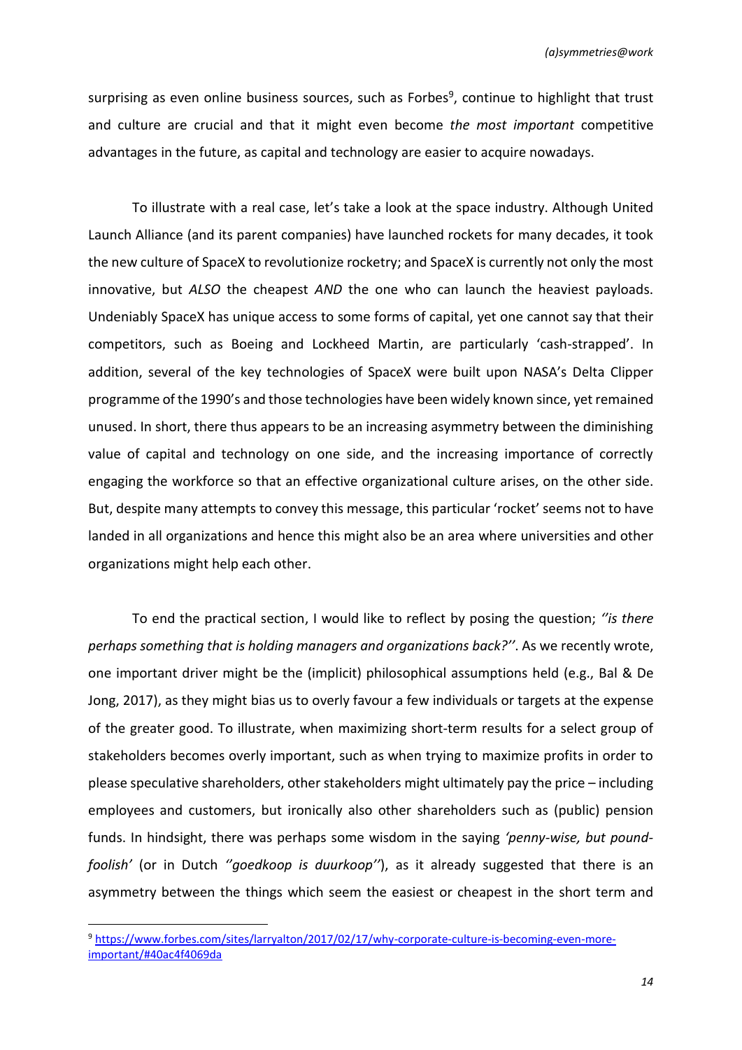surprising as even online business sources, such as Forbes[9], continue to highlight that trust and culture are crucial and that it might even become *the most important* competitive advantages in the future, as capital and technology are easier to acquire nowadays.

To illustrate with a real case, let's take a look at the space industry. Although United Launch Alliance (and its parent companies) have launched rockets for many decades, it took the new culture of SpaceX to revolutionize rocketry; and SpaceX is currently not only the most innovative, but *ALSO* the cheapest *AND* the one who can launch the heaviest payloads. Undeniably SpaceX has unique access to some forms of capital, yet one cannot say that their competitors, such as Boeing and Lockheed Martin, are particularly 'cash-strapped'. In addition, several of the key technologies of SpaceX were built upon NASA's Delta Clipper programme of the 1990's and those technologies have been widely known since, yet remained unused. In short, there thus appears to be an increasing asymmetry between the diminishing value of capital and technology on one side, and the increasing importance of correctly engaging the workforce so that an effective organizational culture arises, on the other side. But, despite many attempts to convey this message, this particular 'rocket' seems not to have landed in all organizations and hence this might also be an area where universities and other organizations might help each other.

To end the practical section, I would like to reflect by posing the question; *''is there perhaps something that is holding managers and organizations back?''*. As we recently wrote, one important driver might be the (implicit) philosophical assumptions held (e.g., Bal & De Jong, 2017), as they might bias us to overly favour a few individuals or targets at the expense of the greater good. To illustrate, when maximizing short-term results for a select group of stakeholders becomes overly important, such as when trying to maximize profits in order to please speculative shareholders, other stakeholders might ultimately pay the price – including employees and customers, but ironically also other shareholders such as (public) pension funds. In hindsight, there was perhaps some wisdom in the saying *'penny-wise, but pound-foolish'* (or in Dutch *''goedkoop is duurkoop''*), as it already suggested that there is an asymmetry between the things which seem the easiest or cheapest in the short term and

---

[9] https://www.forbes.com/sites/larryalton/2017/02/17/why-corporate-culture-is-becoming-even-more-important/#40ac4f4069da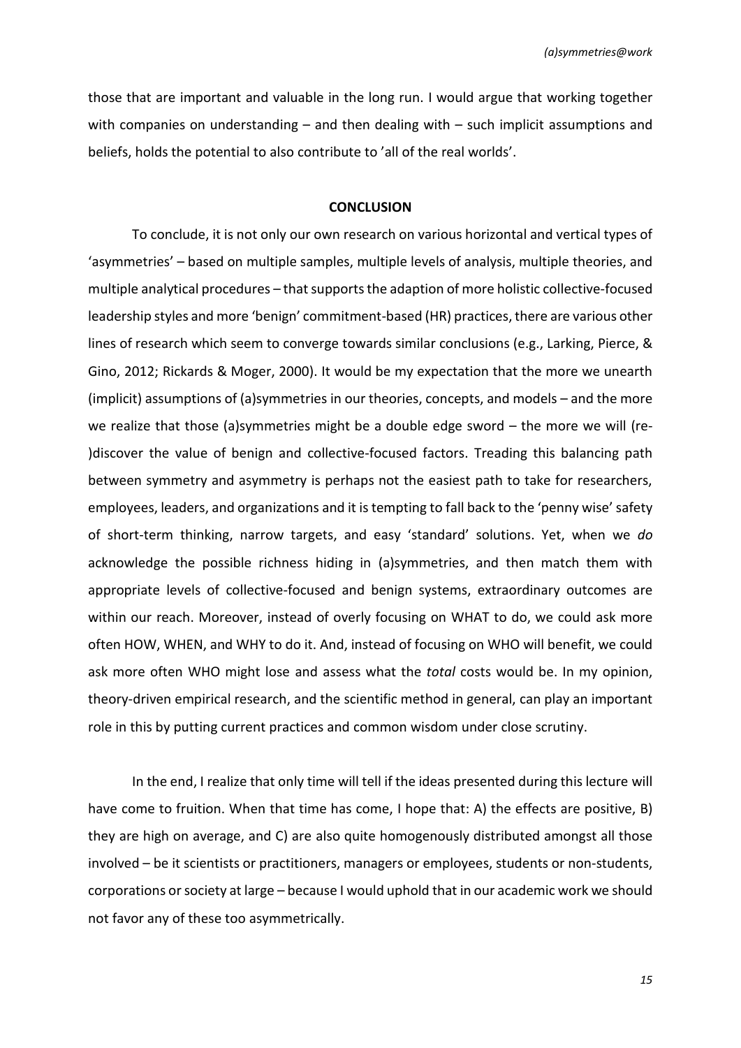those that are important and valuable in the long run. I would argue that working together with companies on understanding – and then dealing with – such implicit assumptions and beliefs, holds the potential to also contribute to 'all of the real worlds'.

## CONCLUSION

To conclude, it is not only our own research on various horizontal and vertical types of 'asymmetries' – based on multiple samples, multiple levels of analysis, multiple theories, and multiple analytical procedures – that supports the adaption of more holistic collective-focused leadership styles and more 'benign' commitment-based (HR) practices, there are various other lines of research which seem to converge towards similar conclusions (e.g., Larking, Pierce, & Gino, 2012; Rickards & Moger, 2000). It would be my expectation that the more we unearth (implicit) assumptions of (a)symmetries in our theories, concepts, and models – and the more we realize that those (a)symmetries might be a double edge sword – the more we will (re-)discover the value of benign and collective-focused factors. Treading this balancing path between symmetry and asymmetry is perhaps not the easiest path to take for researchers, employees, leaders, and organizations and it is tempting to fall back to the 'penny wise' safety of short-term thinking, narrow targets, and easy 'standard' solutions. Yet, when we *do* acknowledge the possible richness hiding in (a)symmetries, and then match them with appropriate levels of collective-focused and benign systems, extraordinary outcomes are within our reach. Moreover, instead of overly focusing on WHAT to do, we could ask more often HOW, WHEN, and WHY to do it. And, instead of focusing on WHO will benefit, we could ask more often WHO might lose and assess what the *total* costs would be. In my opinion, theory-driven empirical research, and the scientific method in general, can play an important role in this by putting current practices and common wisdom under close scrutiny.

In the end, I realize that only time will tell if the ideas presented during this lecture will have come to fruition. When that time has come, I hope that: A) the effects are positive, B) they are high on average, and C) are also quite homogenously distributed amongst all those involved – be it scientists or practitioners, managers or employees, students or non-students, corporations or society at large – because I would uphold that in our academic work we should not favor any of these too asymmetrically.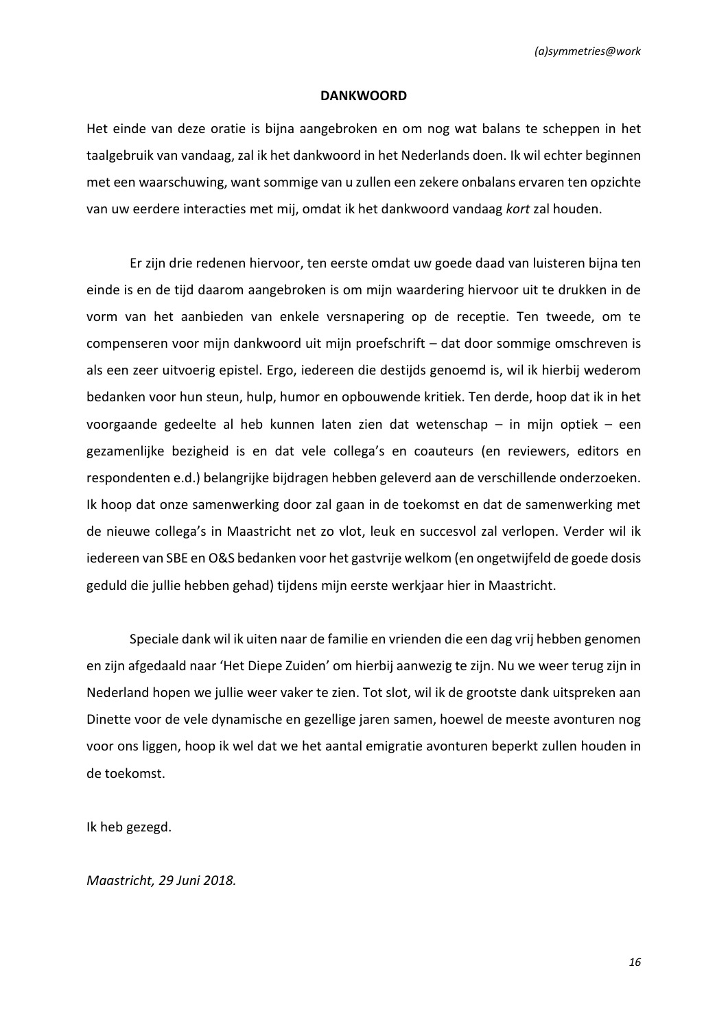## DANKWOORD

Het einde van deze oratie is bijna aangebroken en om nog wat balans te scheppen in het taalgebruik van vandaag, zal ik het dankwoord in het Nederlands doen. Ik wil echter beginnen met een waarschuwing, want sommige van u zullen een zekere onbalans ervaren ten opzichte van uw eerdere interacties met mij, omdat ik het dankwoord vandaag *kort* zal houden.

Er zijn drie redenen hiervoor, ten eerste omdat uw goede daad van luisteren bijna ten einde is en de tijd daarom aangebroken is om mijn waardering hiervoor uit te drukken in de vorm van het aanbieden van enkele versnapering op de receptie. Ten tweede, om te compenseren voor mijn dankwoord uit mijn proefschrift – dat door sommige omschreven is als een zeer uitvoerig epistel. Ergo, iedereen die destijds genoemd is, wil ik hierbij wederom bedanken voor hun steun, hulp, humor en opbouwende kritiek. Ten derde, hoop dat ik in het voorgaande gedeelte al heb kunnen laten zien dat wetenschap – in mijn optiek – een gezamenlijke bezigheid is en dat vele collega's en coauteurs (en reviewers, editors en respondenten e.d.) belangrijke bijdragen hebben geleverd aan de verschillende onderzoeken. Ik hoop dat onze samenwerking door zal gaan in de toekomst en dat de samenwerking met de nieuwe collega's in Maastricht net zo vlot, leuk en succesvol zal verlopen. Verder wil ik iedereen van SBE en O&S bedanken voor het gastvrije welkom (en ongetwijfeld de goede dosis geduld die jullie hebben gehad) tijdens mijn eerste werkjaar hier in Maastricht.

Speciale dank wil ik uiten naar de familie en vrienden die een dag vrij hebben genomen en zijn afgedaald naar 'Het Diepe Zuiden' om hierbij aanwezig te zijn. Nu we weer terug zijn in Nederland hopen we jullie weer vaker te zien. Tot slot, wil ik de grootste dank uitspreken aan Dinette voor de vele dynamische en gezellige jaren samen, hoewel de meeste avonturen nog voor ons liggen, hoop ik wel dat we het aantal emigratie avonturen beperkt zullen houden in de toekomst.

Ik heb gezegd.

*Maastricht, 29 Juni 2018.*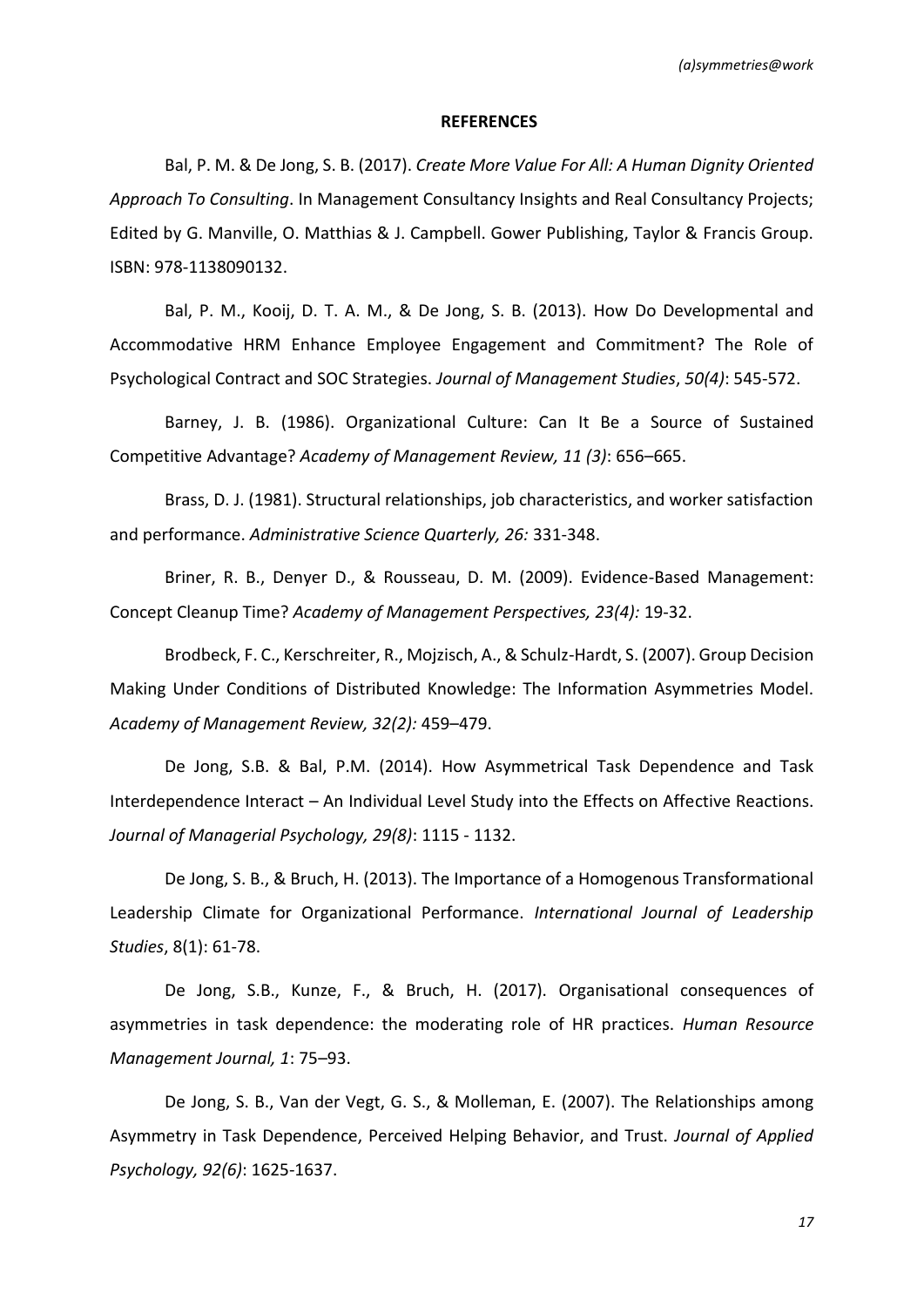**REFERENCES**

Bal, P. M. & De Jong, S. B. (2017). *Create More Value For All: A Human Dignity Oriented Approach To Consulting*. In Management Consultancy Insights and Real Consultancy Projects; Edited by G. Manville, O. Matthias & J. Campbell. Gower Publishing, Taylor & Francis Group. ISBN: 978-1138090132.

Bal, P. M., Kooij, D. T. A. M., & De Jong, S. B. (2013). How Do Developmental and Accommodative HRM Enhance Employee Engagement and Commitment? The Role of Psychological Contract and SOC Strategies. *Journal of Management Studies*, *50(4)*: 545-572.

Barney, J. B. (1986). Organizational Culture: Can It Be a Source of Sustained Competitive Advantage? *Academy of Management Review, 11 (3)*: 656–665.

Brass, D. J. (1981). Structural relationships, job characteristics, and worker satisfaction and performance. *Administrative Science Quarterly, 26:* 331-348.

Briner, R. B., Denyer D., & Rousseau, D. M. (2009). Evidence-Based Management: Concept Cleanup Time? *Academy of Management Perspectives, 23(4):* 19-32.

Brodbeck, F. C., Kerschreiter, R., Mojzisch, A., & Schulz-Hardt, S. (2007). Group Decision Making Under Conditions of Distributed Knowledge: The Information Asymmetries Model. *Academy of Management Review, 32(2):* 459–479.

De Jong, S.B. & Bal, P.M. (2014). How Asymmetrical Task Dependence and Task Interdependence Interact – An Individual Level Study into the Effects on Affective Reactions. *Journal of Managerial Psychology, 29(8)*: 1115 - 1132.

De Jong, S. B., & Bruch, H. (2013). The Importance of a Homogenous Transformational Leadership Climate for Organizational Performance. *International Journal of Leadership Studies*, 8(1): 61-78.

De Jong, S.B., Kunze, F., & Bruch, H. (2017). Organisational consequences of asymmetries in task dependence: the moderating role of HR practices. *Human Resource Management Journal, 1*: 75–93.

De Jong, S. B., Van der Vegt, G. S., & Molleman, E. (2007). The Relationships among Asymmetry in Task Dependence, Perceived Helping Behavior, and Trust. *Journal of Applied Psychology, 92(6)*: 1625-1637.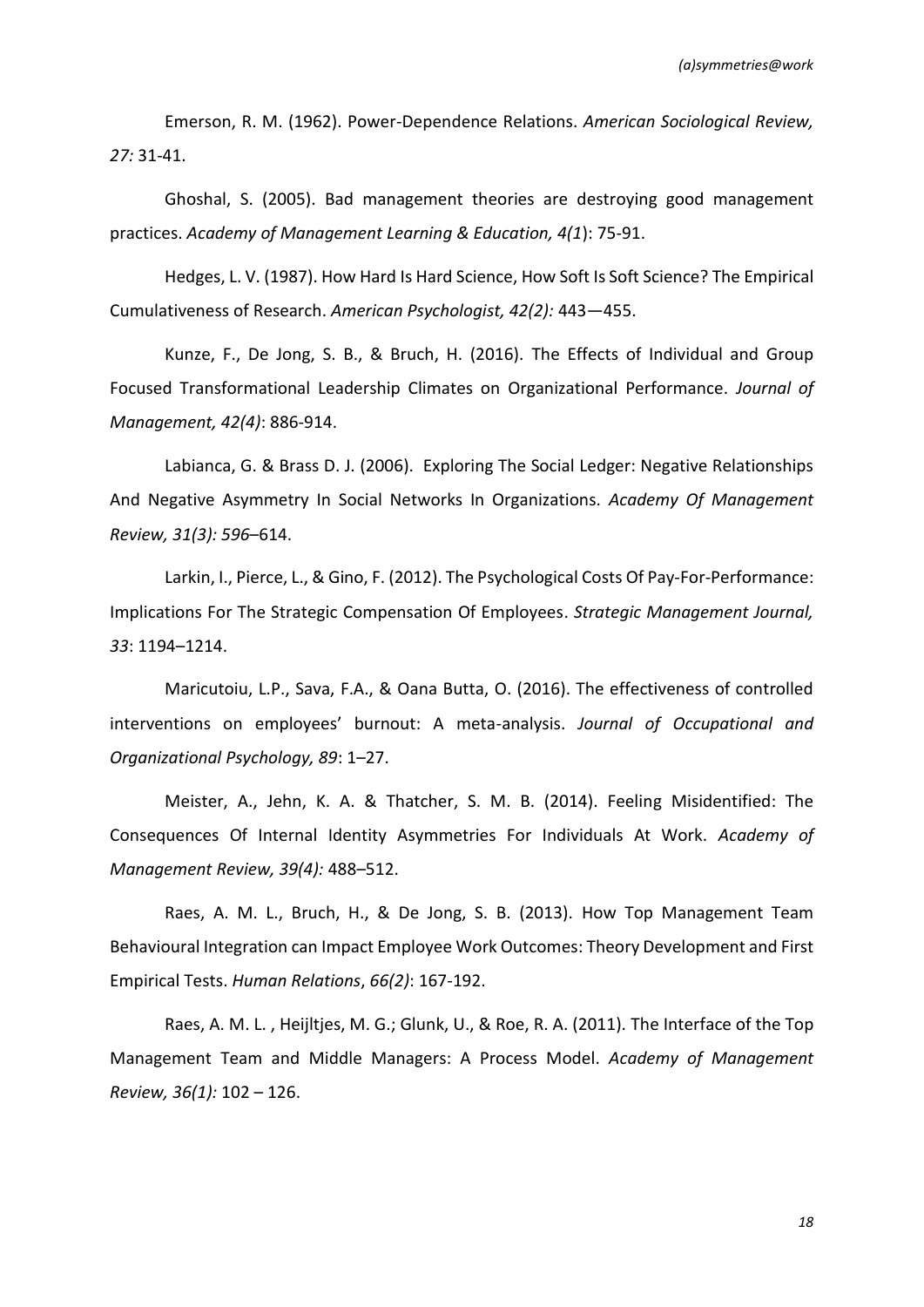Emerson, R. M. (1962). Power-Dependence Relations. *American Sociological Review, 27:* 31-41.

Ghoshal, S. (2005). Bad management theories are destroying good management practices. *Academy of Management Learning & Education, 4(1*): 75-91.

Hedges, L. V. (1987). How Hard Is Hard Science, How Soft Is Soft Science? The Empirical Cumulativeness of Research. *American Psychologist, 42(2):* 443—455.

Kunze, F., De Jong, S. B., & Bruch, H. (2016). The Effects of Individual and Group Focused Transformational Leadership Climates on Organizational Performance. *Journal of Management, 42(4)*: 886-914.

Labianca, G. & Brass D. J. (2006). Exploring The Social Ledger: Negative Relationships And Negative Asymmetry In Social Networks In Organizations. *Academy Of Management Review, 31(3): 596*–614.

Larkin, I., Pierce, L., & Gino, F. (2012). The Psychological Costs Of Pay-For-Performance: Implications For The Strategic Compensation Of Employees. *Strategic Management Journal, 33*: 1194–1214.

Maricutoiu, L.P., Sava, F.A., & Oana Butta, O. (2016). The effectiveness of controlled interventions on employees' burnout: A meta-analysis. *Journal of Occupational and Organizational Psychology, 89*: 1–27.

Meister, A., Jehn, K. A. & Thatcher, S. M. B. (2014). Feeling Misidentified: The Consequences Of Internal Identity Asymmetries For Individuals At Work. *Academy of Management Review, 39(4):* 488–512.

Raes, A. M. L., Bruch, H., & De Jong, S. B. (2013). How Top Management Team Behavioural Integration can Impact Employee Work Outcomes: Theory Development and First Empirical Tests. *Human Relations*, *66(2)*: 167-192.

Raes, A. M. L. , Heijltjes, M. G.; Glunk, U., & Roe, R. A. (2011). The Interface of the Top Management Team and Middle Managers: A Process Model. *Academy of Management Review, 36(1):* 102 – 126.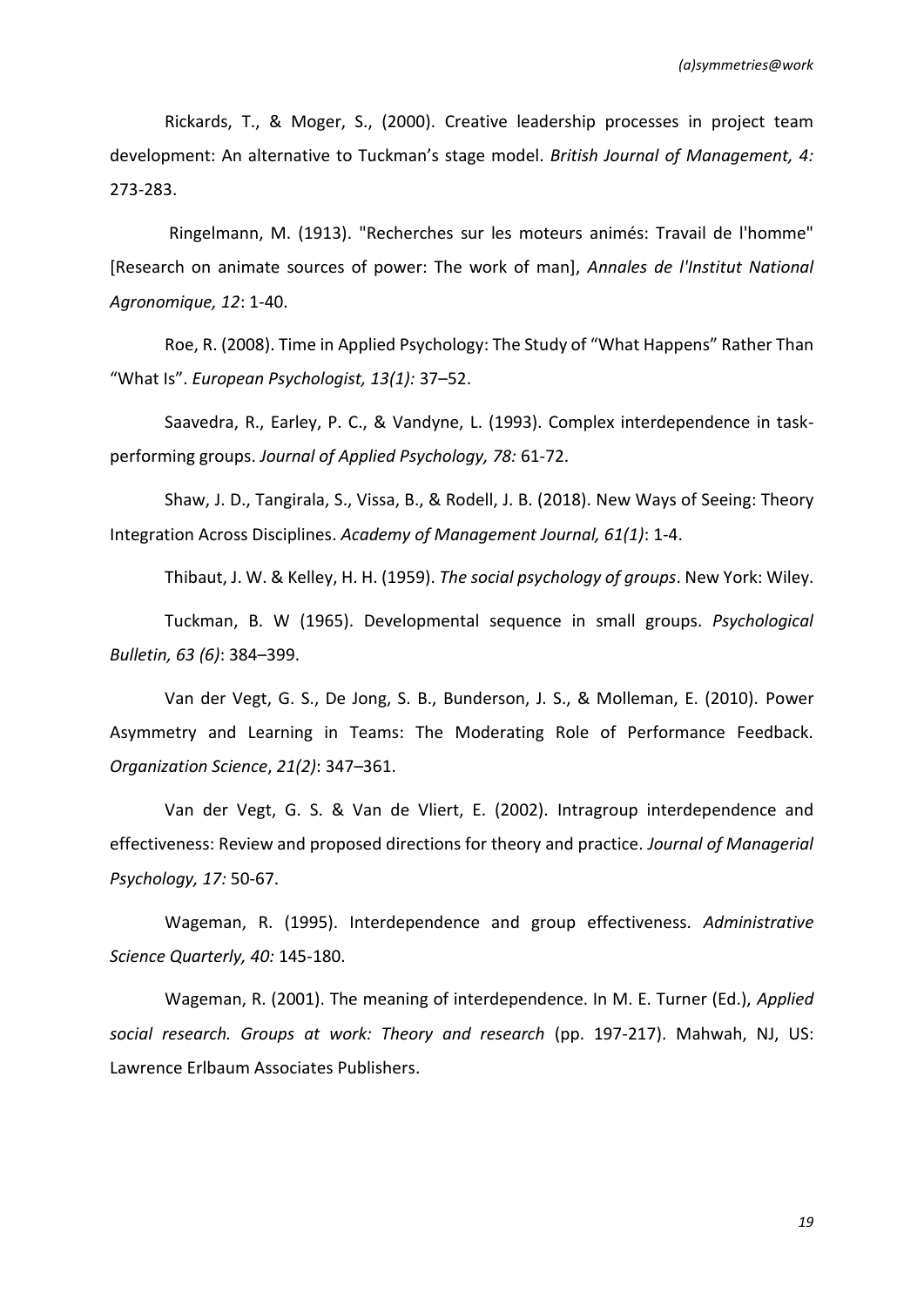Rickards, T., & Moger, S., (2000). Creative leadership processes in project team development: An alternative to Tuckman's stage model. *British Journal of Management, 4:* 273-283.

Ringelmann, M. (1913). "Recherches sur les moteurs animés: Travail de l'homme" [Research on animate sources of power: The work of man], *Annales de l'Institut National Agronomique, 12*: 1-40.

Roe, R. (2008). Time in Applied Psychology: The Study of "What Happens" Rather Than "What Is". *European Psychologist, 13(1):* 37–52.

Saavedra, R., Earley, P. C., & Vandyne, L. (1993). Complex interdependence in task-performing groups. *Journal of Applied Psychology, 78:* 61-72.

Shaw, J. D., Tangirala, S., Vissa, B., & Rodell, J. B. (2018). New Ways of Seeing: Theory Integration Across Disciplines. *Academy of Management Journal, 61(1)*: 1-4.

Thibaut, J. W. & Kelley, H. H. (1959). *The social psychology of groups*. New York: Wiley.

Tuckman, B. W (1965). Developmental sequence in small groups. *Psychological Bulletin, 63 (6)*: 384–399.

Van der Vegt, G. S., De Jong, S. B., Bunderson, J. S., & Molleman, E. (2010). Power Asymmetry and Learning in Teams: The Moderating Role of Performance Feedback. *Organization Science*, *21(2)*: 347–361.

Van der Vegt, G. S. & Van de Vliert, E. (2002). Intragroup interdependence and effectiveness: Review and proposed directions for theory and practice. *Journal of Managerial Psychology, 17:* 50-67.

Wageman, R. (1995). Interdependence and group effectiveness. *Administrative Science Quarterly, 40:* 145-180.

Wageman, R. (2001). The meaning of interdependence. In M. E. Turner (Ed.), *Applied social research. Groups at work: Theory and research* (pp. 197-217). Mahwah, NJ, US: Lawrence Erlbaum Associates Publishers.